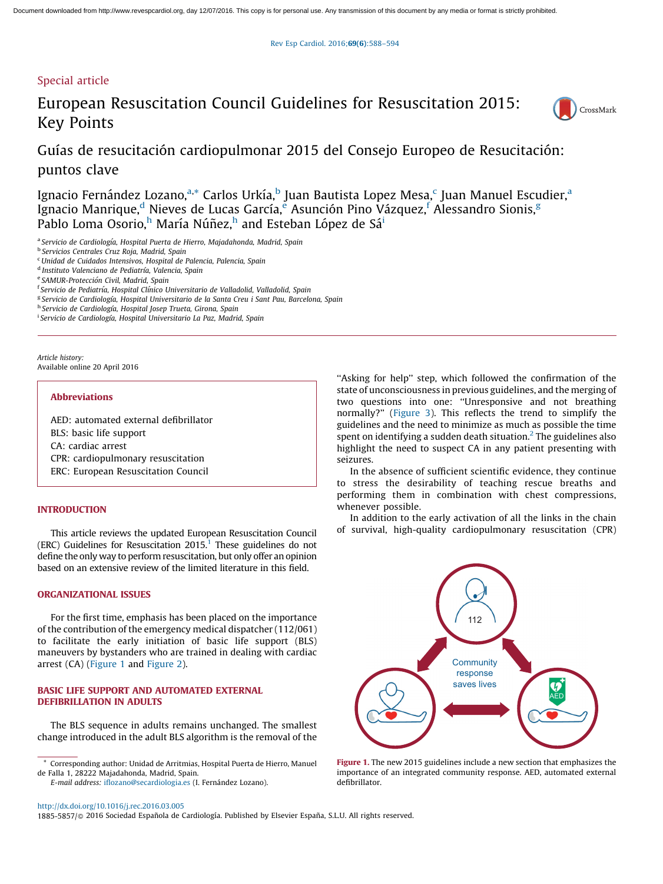Special article

# European Resuscitation Council Guidelines for Resuscitation 2015: Key Points

## Guías de resucitación cardiopulmonar 2015 del Consejo Europeo de Resucitación: puntos clave

Ignacio Fernández Lozano,[a,*] Carlos Urkía,[b] Juan Bautista Lopez Mesa,[c] Juan Manuel Escudier,[a] Ignacio Manrique,[d] Nieves de Lucas García,[e] Asunción Pino Vázquez,[f] Alessandro Sionis,[g] Pablo Loma Osorio,[h] María Núñez,[h] and Esteban López de Sá[i]

[a] *Servicio de Cardiología, Hospital Puerta de Hierro, Majadahonda, Madrid, Spain*
[b] *Servicios Centrales Cruz Roja, Madrid, Spain*
[c] *Unidad de Cuidados Intensivos, Hospital de Palencia, Palencia, Spain*
[d] *Instituto Valenciano de Pediatría, Valencia, Spain*
[e] *SAMUR-Protección Civil, Madrid, Spain*
[f] *Servicio de Pediatría, Hospital Clínico Universitario de Valladolid, Valladolid, Spain*
[g] *Servicio de Cardiología, Hospital Universitario de la Santa Creu i Sant Pau, Barcelona, Spain*
[h] *Servicio de Cardiología, Hospital Josep Trueta, Girona, Spain*
[i] *Servicio de Cardiología, Hospital Universitario La Paz, Madrid, Spain*

*Article history:*
Available online 20 April 2016

**Abbreviations**

AED: automated external defibrillator
BLS: basic life support
CA: cardiac arrest
CPR: cardiopulmonary resuscitation
ERC: European Resuscitation Council

## INTRODUCTION

This article reviews the updated European Resuscitation Council (ERC) Guidelines for Resuscitation 2015.[1] These guidelines do not define the only way to perform resuscitation, but only offer an opinion based on an extensive review of the limited literature in this field.

## ORGANIZATIONAL ISSUES

For the first time, emphasis has been placed on the importance of the contribution of the emergency medical dispatcher (112/061) to facilitate the early initiation of basic life support (BLS) maneuvers by bystanders who are trained in dealing with cardiac arrest (CA) (Figure 1 and Figure 2).

## BASIC LIFE SUPPORT AND AUTOMATED EXTERNAL DEFIBRILLATION IN ADULTS

The BLS sequence in adults remains unchanged. The smallest change introduced in the adult BLS algorithm is the removal of the "Asking for help" step, which followed the confirmation of the state of unconsciousness in previous guidelines, and the merging of two questions into one: "Unresponsive and not breathing normally?" (Figure 3). This reflects the trend to simplify the guidelines and the need to minimize as much as possible the time spent on identifying a sudden death situation.[2] The guidelines also highlight the need to suspect CA in any patient presenting with seizures.

In the absence of sufficient scientific evidence, they continue to stress the desirability of teaching rescue breaths and performing them in combination with chest compressions, whenever possible.

In addition to the early activation of all the links in the chain of survival, high-quality cardiopulmonary resuscitation (CPR)

**Figure 1.** The new 2015 guidelines include a new section that emphasizes the importance of an integrated community response. AED, automated external defibrillator.

\* Corresponding author: Unidad de Arritmias, Hospital Puerta de Hierro, Manuel de Falla 1, 28222 Majadahonda, Madrid, Spain.
*E-mail address:* iflozano@secardiologia.es (I. Fernández Lozano).

http://dx.doi.org/10.1016/j.rec.2016.03.005
1885-5857/© 2016 Sociedad Española de Cardiología. Published by Elsevier España, S.L.U. All rights reserved.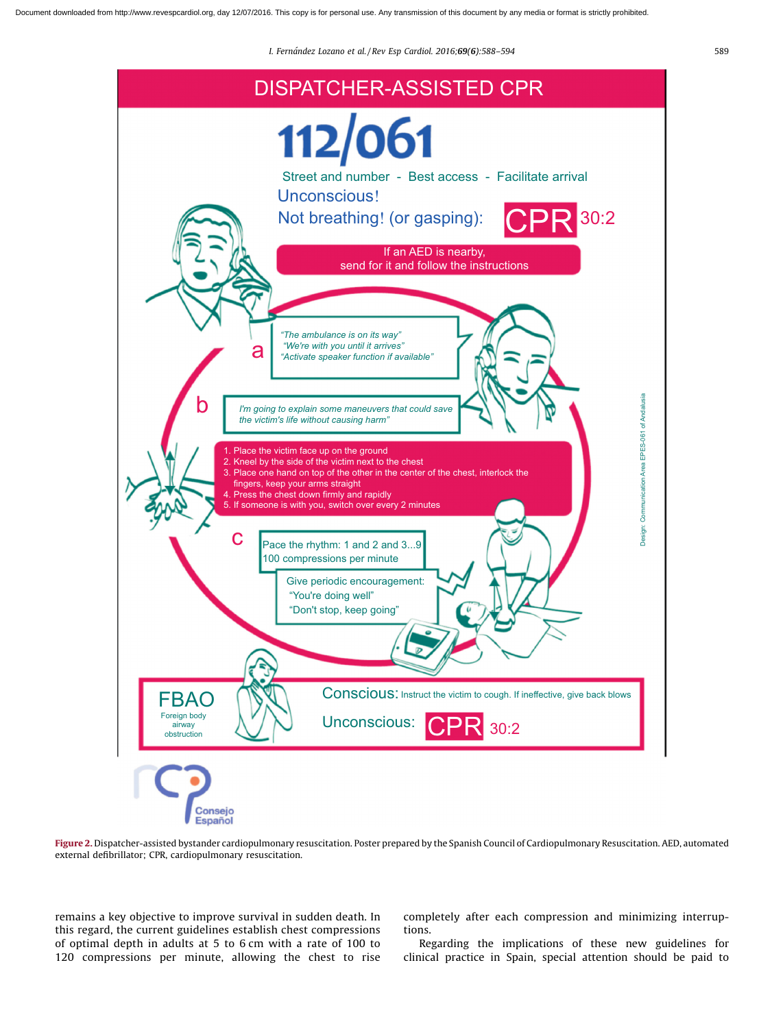Document downloaded from http://www.revespcardiol.org, day 12/07/2016. This copy is for personal use. Any transmission of this document by any media or format is strictly prohibited.

# DISPATCHER-ASSISTED CPR

**112/061**

Street and number - Best access - Facilitate arrival

Unconscious!

Not breathing! (or gasping): **CPR** 30:2

If an AED is nearby, send for it and follow the instructions

a

*"The ambulance is on its way"*
*"We're with you until it arrives"*
*"Activate speaker function if available"*

b

*I'm going to explain some maneuvers that could save the victim's life without causing harm"*

1. Place the victim face up on the ground
2. Kneel by the side of the victim next to the chest
3. Place one hand on top of the other in the center of the chest, interlock the fingers, keep your arms straight
4. Press the chest down firmly and rapidly
5. If someone is with you, switch over every 2 minutes

c

Pace the rhythm: 1 and 2 and 3...9
100 compressions per minute

Give periodic encouragement:
"You're doing well"
"Don't stop, keep going"

Design: Communication Area EPES-061 of Andalusia

**FBAO**
Foreign body airway obstruction

Conscious: Instruct the victim to cough. If ineffective, give back blows

Unconscious: **CPR** 30:2

Consejo Español

**Figure 2.** Dispatcher-assisted bystander cardiopulmonary resuscitation. Poster prepared by the Spanish Council of Cardiopulmonary Resuscitation. AED, automated external defibrillator; CPR, cardiopulmonary resuscitation.

remains a key objective to improve survival in sudden death. In this regard, the current guidelines establish chest compressions of optimal depth in adults at 5 to 6 cm with a rate of 100 to 120 compressions per minute, allowing the chest to rise completely after each compression and minimizing interruptions.

Regarding the implications of these new guidelines for clinical practice in Spain, special attention should be paid to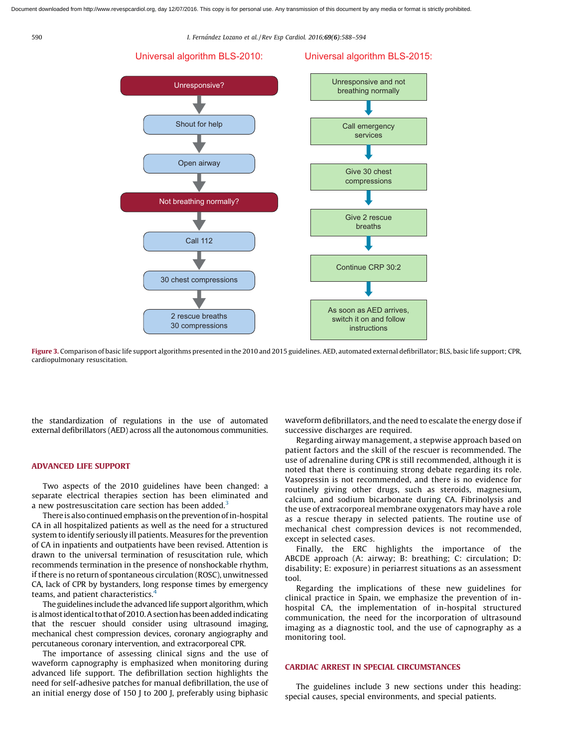Universal algorithm BLS-2010:

Unresponsive?

Shout for help

Open airway

Not breathing normally?

Call 112

30 chest compressions

2 rescue breaths
30 compressions

Universal algorithm BLS-2015:

Unresponsive and not breathing normally

Call emergency services

Give 30 chest compressions

Give 2 rescue breaths

Continue CRP 30:2

As soon as AED arrives, switch it on and follow instructions

**Figure 3.** Comparison of basic life support algorithms presented in the 2010 and 2015 guidelines. AED, automated external defibrillator; BLS, basic life support; CPR, cardiopulmonary resuscitation.

the standardization of regulations in the use of automated external defibrillators (AED) across all the autonomous communities.

## ADVANCED LIFE SUPPORT

Two aspects of the 2010 guidelines have been changed: a separate electrical therapies section has been eliminated and a new postresuscitation care section has been added.[3]

There is also continued emphasis on the prevention of in-hospital CA in all hospitalized patients as well as the need for a structured system to identify seriously ill patients. Measures for the prevention of CA in inpatients and outpatients have been revised. Attention is drawn to the universal termination of resuscitation rule, which recommends termination in the presence of nonshockable rhythm, if there is no return of spontaneous circulation (ROSC), unwitnessed CA, lack of CPR by bystanders, long response times by emergency teams, and patient characteristics.[4]

The guidelines include the advanced life support algorithm, which is almost identical to that of 2010. A section has been added indicating that the rescuer should consider using ultrasound imaging, mechanical chest compression devices, coronary angiography and percutaneous coronary intervention, and extracorporeal CPR.

The importance of assessing clinical signs and the use of waveform capnography is emphasized when monitoring during advanced life support. The defibrillation section highlights the need for self-adhesive patches for manual defibrillation, the use of an initial energy dose of 150 J to 200 J, preferably using biphasic waveform defibrillators, and the need to escalate the energy dose if successive discharges are required.

Regarding airway management, a stepwise approach based on patient factors and the skill of the rescuer is recommended. The use of adrenaline during CPR is still recommended, although it is noted that there is continuing strong debate regarding its role. Vasopressin is not recommended, and there is no evidence for routinely giving other drugs, such as steroids, magnesium, calcium, and sodium bicarbonate during CA. Fibrinolysis and the use of extracorporeal membrane oxygenators may have a role as a rescue therapy in selected patients. The routine use of mechanical chest compression devices is not recommended, except in selected cases.

Finally, the ERC highlights the importance of the ABCDE approach (A: airway; B: breathing; C: circulation; D: disability; E: exposure) in periarrest situations as an assessment tool.

Regarding the implications of these new guidelines for clinical practice in Spain, we emphasize the prevention of in-hospital CA, the implementation of in-hospital structured communication, the need for the incorporation of ultrasound imaging as a diagnostic tool, and the use of capnography as a monitoring tool.

## CARDIAC ARREST IN SPECIAL CIRCUMSTANCES

The guidelines include 3 new sections under this heading: special causes, special environments, and special patients.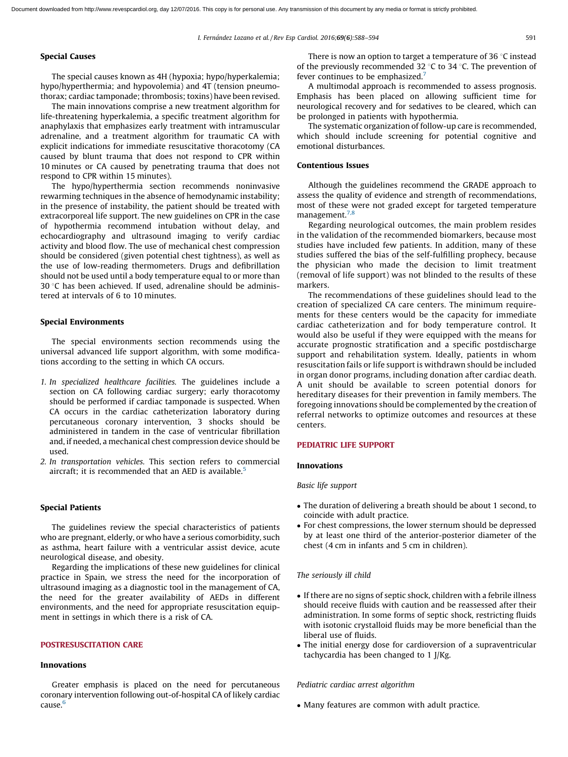### Special Causes

The special causes known as 4H (hypoxia; hypo/hyperkalemia; hypo/hyperthermia; and hypovolemia) and 4T (tension pneumothorax; cardiac tamponade; thrombosis; toxins) have been revised.

The main innovations comprise a new treatment algorithm for life-threatening hyperkalemia, a specific treatment algorithm for anaphylaxis that emphasizes early treatment with intramuscular adrenaline, and a treatment algorithm for traumatic CA with explicit indications for immediate resuscitative thoracotomy (CA caused by blunt trauma that does not respond to CPR within 10 minutes or CA caused by penetrating trauma that does not respond to CPR within 15 minutes).

The hypo/hyperthermia section recommends noninvasive rewarming techniques in the absence of hemodynamic instability; in the presence of instability, the patient should be treated with extracorporeal life support. The new guidelines on CPR in the case of hypothermia recommend intubation without delay, and echocardiography and ultrasound imaging to verify cardiac activity and blood flow. The use of mechanical chest compression should be considered (given potential chest tightness), as well as the use of low-reading thermometers. Drugs and defibrillation should not be used until a body temperature equal to or more than 30 °C has been achieved. If used, adrenaline should be administered at intervals of 6 to 10 minutes.

### Special Environments

The special environments section recommends using the universal advanced life support algorithm, with some modifications according to the setting in which CA occurs.

1. *In specialized healthcare facilities.* The guidelines include a section on CA following cardiac surgery; early thoracotomy should be performed if cardiac tamponade is suspected. When CA occurs in the cardiac catheterization laboratory during percutaneous coronary intervention, 3 shocks should be administered in tandem in the case of ventricular fibrillation and, if needed, a mechanical chest compression device should be used.
2. *In transportation vehicles.* This section refers to commercial aircraft; it is recommended that an AED is available.[5]

### Special Patients

The guidelines review the special characteristics of patients who are pregnant, elderly, or who have a serious comorbidity, such as asthma, heart failure with a ventricular assist device, acute neurological disease, and obesity.

Regarding the implications of these new guidelines for clinical practice in Spain, we stress the need for the incorporation of ultrasound imaging as a diagnostic tool in the management of CA, the need for the greater availability of AEDs in different environments, and the need for appropriate resuscitation equipment in settings in which there is a risk of CA.

## POSTRESUSCITATION CARE

### Innovations

Greater emphasis is placed on the need for percutaneous coronary intervention following out-of-hospital CA of likely cardiac cause.[6]

There is now an option to target a temperature of 36 °C instead of the previously recommended 32 °C to 34 °C. The prevention of fever continues to be emphasized.[7]

A multimodal approach is recommended to assess prognosis. Emphasis has been placed on allowing sufficient time for neurological recovery and for sedatives to be cleared, which can be prolonged in patients with hypothermia.

The systematic organization of follow-up care is recommended, which should include screening for potential cognitive and emotional disturbances.

### Contentious Issues

Although the guidelines recommend the GRADE approach to assess the quality of evidence and strength of recommendations, most of these were not graded except for targeted temperature management.[7,8]

Regarding neurological outcomes, the main problem resides in the validation of the recommended biomarkers, because most studies have included few patients. In addition, many of these studies suffered the bias of the self-fulfilling prophecy, because the physician who made the decision to limit treatment (removal of life support) was not blinded to the results of these markers.

The recommendations of these guidelines should lead to the creation of specialized CA care centers. The minimum requirements for these centers would be the capacity for immediate cardiac catheterization and for body temperature control. It would also be useful if they were equipped with the means for accurate prognostic stratification and a specific postdischarge support and rehabilitation system. Ideally, patients in whom resuscitation fails or life support is withdrawn should be included in organ donor programs, including donation after cardiac death. A unit should be available to screen potential donors for hereditary diseases for their prevention in family members. The foregoing innovations should be complemented by the creation of referral networks to optimize outcomes and resources at these centers.

## PEDIATRIC LIFE SUPPORT

### Innovations

*Basic life support*

- The duration of delivering a breath should be about 1 second, to coincide with adult practice.
- For chest compressions, the lower sternum should be depressed by at least one third of the anterior-posterior diameter of the chest (4 cm in infants and 5 cm in children).

*The seriously ill child*

- If there are no signs of septic shock, children with a febrile illness should receive fluids with caution and be reassessed after their administration. In some forms of septic shock, restricting fluids with isotonic crystalloid fluids may be more beneficial than the liberal use of fluids.
- The initial energy dose for cardioversion of a supraventricular tachycardia has been changed to 1 J/Kg.

*Pediatric cardiac arrest algorithm*

- Many features are common with adult practice.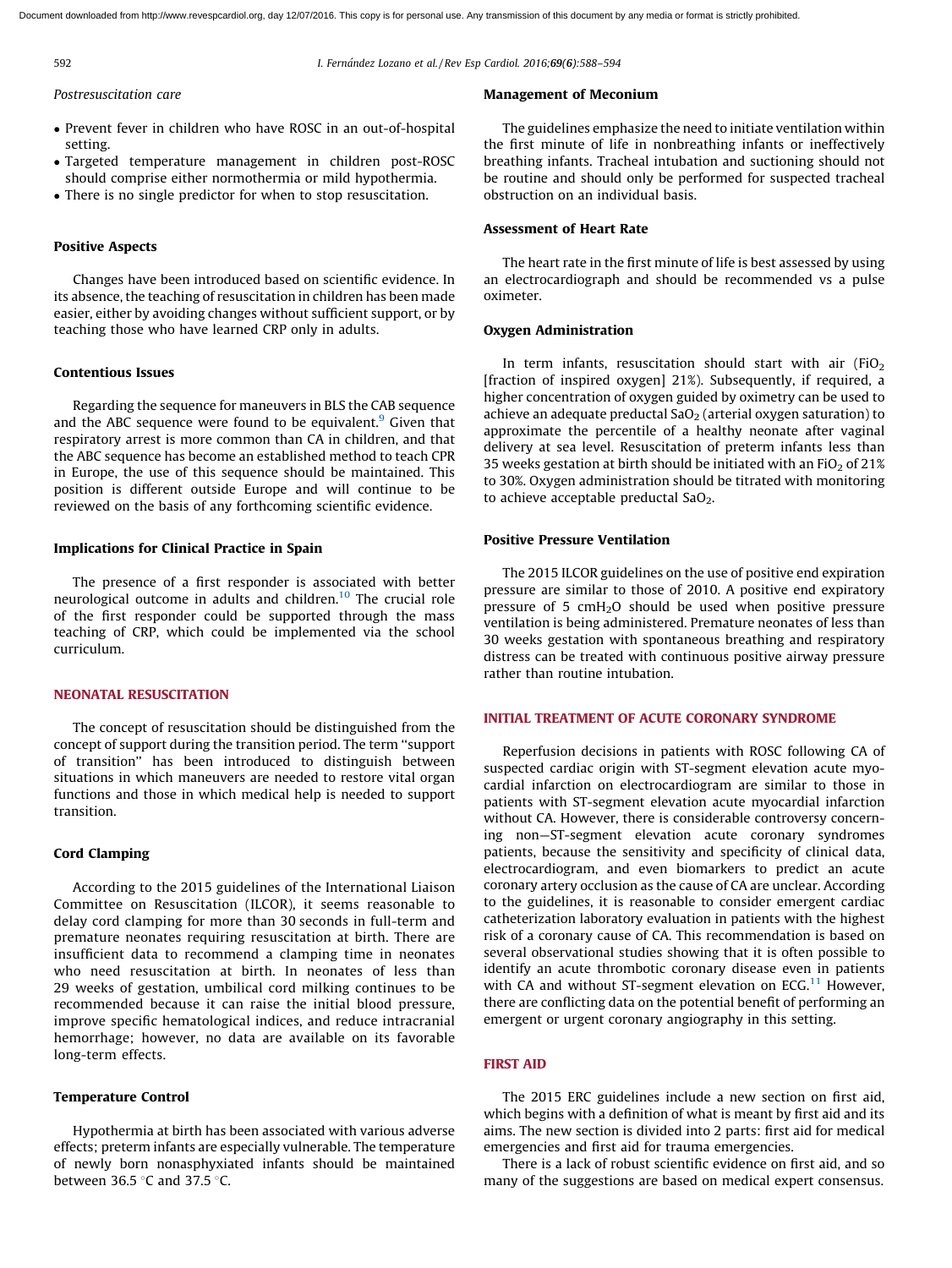*Postresuscitation care*

- Prevent fever in children who have ROSC in an out-of-hospital setting.
- Targeted temperature management in children post-ROSC should comprise either normothermia or mild hypothermia.
- There is no single predictor for when to stop resuscitation.

### Positive Aspects

Changes have been introduced based on scientific evidence. In its absence, the teaching of resuscitation in children has been made easier, either by avoiding changes without sufficient support, or by teaching those who have learned CRP only in adults.

### Contentious Issues

Regarding the sequence for maneuvers in BLS the CAB sequence and the ABC sequence were found to be equivalent.[9] Given that respiratory arrest is more common than CA in children, and that the ABC sequence has become an established method to teach CPR in Europe, the use of this sequence should be maintained. This position is different outside Europe and will continue to be reviewed on the basis of any forthcoming scientific evidence.

### Implications for Clinical Practice in Spain

The presence of a first responder is associated with better neurological outcome in adults and children.[10] The crucial role of the first responder could be supported through the mass teaching of CRP, which could be implemented via the school curriculum.

## NEONATAL RESUSCITATION

The concept of resuscitation should be distinguished from the concept of support during the transition period. The term "support of transition" has been introduced to distinguish between situations in which maneuvers are needed to restore vital organ functions and those in which medical help is needed to support transition.

### Cord Clamping

According to the 2015 guidelines of the International Liaison Committee on Resuscitation (ILCOR), it seems reasonable to delay cord clamping for more than 30 seconds in full-term and premature neonates requiring resuscitation at birth. There are insufficient data to recommend a clamping time in neonates who need resuscitation at birth. In neonates of less than 29 weeks of gestation, umbilical cord milking continues to be recommended because it can raise the initial blood pressure, improve specific hematological indices, and reduce intracranial hemorrhage; however, no data are available on its favorable long-term effects.

### Temperature Control

Hypothermia at birth has been associated with various adverse effects; preterm infants are especially vulnerable. The temperature of newly born nonasphyxiated infants should be maintained between 36.5 °C and 37.5 °C.

### Management of Meconium

The guidelines emphasize the need to initiate ventilation within the first minute of life in nonbreathing infants or ineffectively breathing infants. Tracheal intubation and suctioning should not be routine and should only be performed for suspected tracheal obstruction on an individual basis.

### Assessment of Heart Rate

The heart rate in the first minute of life is best assessed by using an electrocardiograph and should be recommended vs a pulse oximeter.

### Oxygen Administration

In term infants, resuscitation should start with air ($FiO_2$ [fraction of inspired oxygen] 21%). Subsequently, if required, a higher concentration of oxygen guided by oximetry can be used to achieve an adequate preductal $SaO_2$ (arterial oxygen saturation) to approximate the percentile of a healthy neonate after vaginal delivery at sea level. Resuscitation of preterm infants less than 35 weeks gestation at birth should be initiated with an $FiO_2$ of 21% to 30%. Oxygen administration should be titrated with monitoring to achieve acceptable preductal $SaO_2$.

### Positive Pressure Ventilation

The 2015 ILCOR guidelines on the use of positive end expiration pressure are similar to those of 2010. A positive end expiratory pressure of 5 $cmH_2O$ should be used when positive pressure ventilation is being administered. Premature neonates of less than 30 weeks gestation with spontaneous breathing and respiratory distress can be treated with continuous positive airway pressure rather than routine intubation.

## INITIAL TREATMENT OF ACUTE CORONARY SYNDROME

Reperfusion decisions in patients with ROSC following CA of suspected cardiac origin with ST-segment elevation acute myocardial infarction on electrocardiogram are similar to those in patients with ST-segment elevation acute myocardial infarction without CA. However, there is considerable controversy concerning non—ST-segment elevation acute coronary syndromes patients, because the sensitivity and specificity of clinical data, electrocardiogram, and even biomarkers to predict an acute coronary artery occlusion as the cause of CA are unclear. According to the guidelines, it is reasonable to consider emergent cardiac catheterization laboratory evaluation in patients with the highest risk of a coronary cause of CA. This recommendation is based on several observational studies showing that it is often possible to identify an acute thrombotic coronary disease even in patients with CA and without ST-segment elevation on ECG.[11] However, there are conflicting data on the potential benefit of performing an emergent or urgent coronary angiography in this setting.

## FIRST AID

The 2015 ERC guidelines include a new section on first aid, which begins with a definition of what is meant by first aid and its aims. The new section is divided into 2 parts: first aid for medical emergencies and first aid for trauma emergencies.

There is a lack of robust scientific evidence on first aid, and so many of the suggestions are based on medical expert consensus.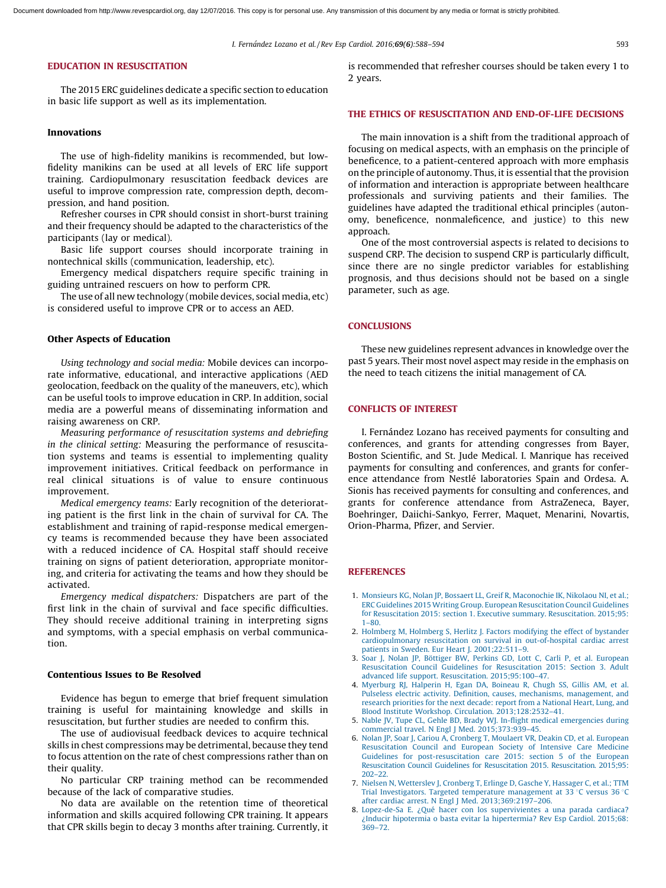## EDUCATION IN RESUSCITATION

The 2015 ERC guidelines dedicate a specific section to education in basic life support as well as its implementation.

### Innovations

The use of high-fidelity manikins is recommended, but low-fidelity manikins can be used at all levels of ERC life support training. Cardiopulmonary resuscitation feedback devices are useful to improve compression rate, compression depth, decompression, and hand position.

Refresher courses in CPR should consist in short-burst training and their frequency should be adapted to the characteristics of the participants (lay or medical).

Basic life support courses should incorporate training in nontechnical skills (communication, leadership, etc).

Emergency medical dispatchers require specific training in guiding untrained rescuers on how to perform CPR.

The use of all new technology (mobile devices, social media, etc) is considered useful to improve CPR or to access an AED.

### Other Aspects of Education

*Using technology and social media:* Mobile devices can incorporate informative, educational, and interactive applications (AED geolocation, feedback on the quality of the maneuvers, etc), which can be useful tools to improve education in CRP. In addition, social media are a powerful means of disseminating information and raising awareness on CRP.

*Measuring performance of resuscitation systems and debriefing in the clinical setting:* Measuring the performance of resuscitation systems and teams is essential to implementing quality improvement initiatives. Critical feedback on performance in real clinical situations is of value to ensure continuous improvement.

*Medical emergency teams:* Early recognition of the deteriorating patient is the first link in the chain of survival for CA. The establishment and training of rapid-response medical emergency teams is recommended because they have been associated with a reduced incidence of CA. Hospital staff should receive training on signs of patient deterioration, appropriate monitoring, and criteria for activating the teams and how they should be activated.

*Emergency medical dispatchers:* Dispatchers are part of the first link in the chain of survival and face specific difficulties. They should receive additional training in interpreting signs and symptoms, with a special emphasis on verbal communication.

### Contentious Issues to Be Resolved

Evidence has begun to emerge that brief frequent simulation training is useful for maintaining knowledge and skills in resuscitation, but further studies are needed to confirm this.

The use of audiovisual feedback devices to acquire technical skills in chest compressions may be detrimental, because they tend to focus attention on the rate of chest compressions rather than on their quality.

No particular CRP training method can be recommended because of the lack of comparative studies.

No data are available on the retention time of theoretical information and skills acquired following CPR training. It appears that CPR skills begin to decay 3 months after training. Currently, it is recommended that refresher courses should be taken every 1 to 2 years.

## THE ETHICS OF RESUSCITATION AND END-OF-LIFE DECISIONS

The main innovation is a shift from the traditional approach of focusing on medical aspects, with an emphasis on the principle of beneficence, to a patient-centered approach with more emphasis on the principle of autonomy. Thus, it is essential that the provision of information and interaction is appropriate between healthcare professionals and surviving patients and their families. The guidelines have adapted the traditional ethical principles (autonomy, beneficence, nonmaleficence, and justice) to this new approach.

One of the most controversial aspects is related to decisions to suspend CRP. The decision to suspend CRP is particularly difficult, since there are no single predictor variables for establishing prognosis, and thus decisions should not be based on a single parameter, such as age.

## CONCLUSIONS

These new guidelines represent advances in knowledge over the past 5 years. Their most novel aspect may reside in the emphasis on the need to teach citizens the initial management of CA.

## CONFLICTS OF INTEREST

I. Fernández Lozano has received payments for consulting and conferences, and grants for attending congresses from Bayer, Boston Scientific, and St. Jude Medical. I. Manrique has received payments for consulting and conferences, and grants for conference attendance from Nestlé laboratories Spain and Ordesa. A. Sionis has received payments for consulting and conferences, and grants for conference attendance from AstraZeneca, Bayer, Boehringer, Daiichi-Sankyo, Ferrer, Maquet, Menarini, Novartis, Orion-Pharma, Pfizer, and Servier.

## REFERENCES

1. Monsieurs KG, Nolan JP, Bossaert LL, Greif R, Maconochie IK, Nikolaou NI, et al.; ERC Guidelines 2015 Writing Group. European Resuscitation Council Guidelines for Resuscitation 2015: section 1. Executive summary. Resuscitation. 2015;95:1–80.
2. Holmberg M, Holmberg S, Herlitz J. Factors modifying the effect of bystander cardiopulmonary resuscitation on survival in out-of-hospital cardiac arrest patients in Sweden. Eur Heart J. 2001;22:511–9.
3. Soar J, Nolan JP, Böttiger BW, Perkins GD, Lott C, Carli P, et al. European Resuscitation Council Guidelines for Resuscitation 2015: Section 3. Adult advanced life support. Resuscitation. 2015;95:100–47.
4. Myerburg RJ, Halperin H, Egan DA, Boineau R, Chugh SS, Gillis AM, et al. Pulseless electric activity. Definition, causes, mechanisms, management, and research priorities for the next decade: report from a National Heart, Lung, and Blood Institute Workshop. Circulation. 2013;128:2532–41.
5. Nable JV, Tupe CL, Gehle BD, Brady WJ. In-flight medical emergencies during commercial travel. N Engl J Med. 2015;373:939–45.
6. Nolan JP, Soar J, Cariou A, Cronberg T, Moulaert VR, Deakin CD, et al. European Resuscitation Council and European Society of Intensive Care Medicine Guidelines for post-resuscitation care 2015: section 5 of the European Resuscitation Council Guidelines for Resuscitation 2015. Resuscitation. 2015;95:202–22.
7. Nielsen N, Wetterslev J, Cronberg T, Erlinge D, Gasche Y, Hassager C, et al.; TTM Trial Investigators. Targeted temperature management at 33 °C versus 36 °C after cardiac arrest. N Engl J Med. 2013;369:2197–206.
8. Lopez-de-Sa E. ¿Qué hacer con los supervivientes a una parada cardiaca? ¿Inducir hipotermia o basta evitar la hipertermia? Rev Esp Cardiol. 2015;68:369–72.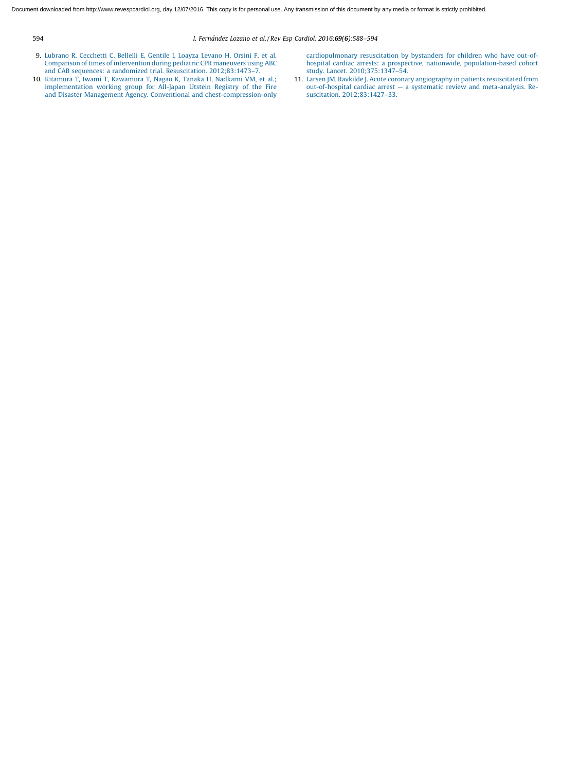9. Lubrano R, Cecchetti C, Bellelli E, Gentile I, Loayza Levano H, Orsini F, et al. Comparison of times of intervention during pediatric CPR maneuvers using ABC and CAB sequences: a randomized trial. Resuscitation. 2012;83:1473–7.
10. Kitamura T, Iwami T, Kawamura T, Nagao K, Tanaka H, Nadkarni VM, et al.; implementation working group for All-Japan Utstein Registry of the Fire and Disaster Management Agency. Conventional and chest-compression-only cardiopulmonary resuscitation by bystanders for children who have out-of-hospital cardiac arrests: a prospective, nationwide, population-based cohort study. Lancet. 2010;375:1347–54.
11. Larsen JM, Ravkilde J. Acute coronary angiography in patients resuscitated from out-of-hospital cardiac arrest — a systematic review and meta-analysis. Resuscitation. 2012;83:1427–33.